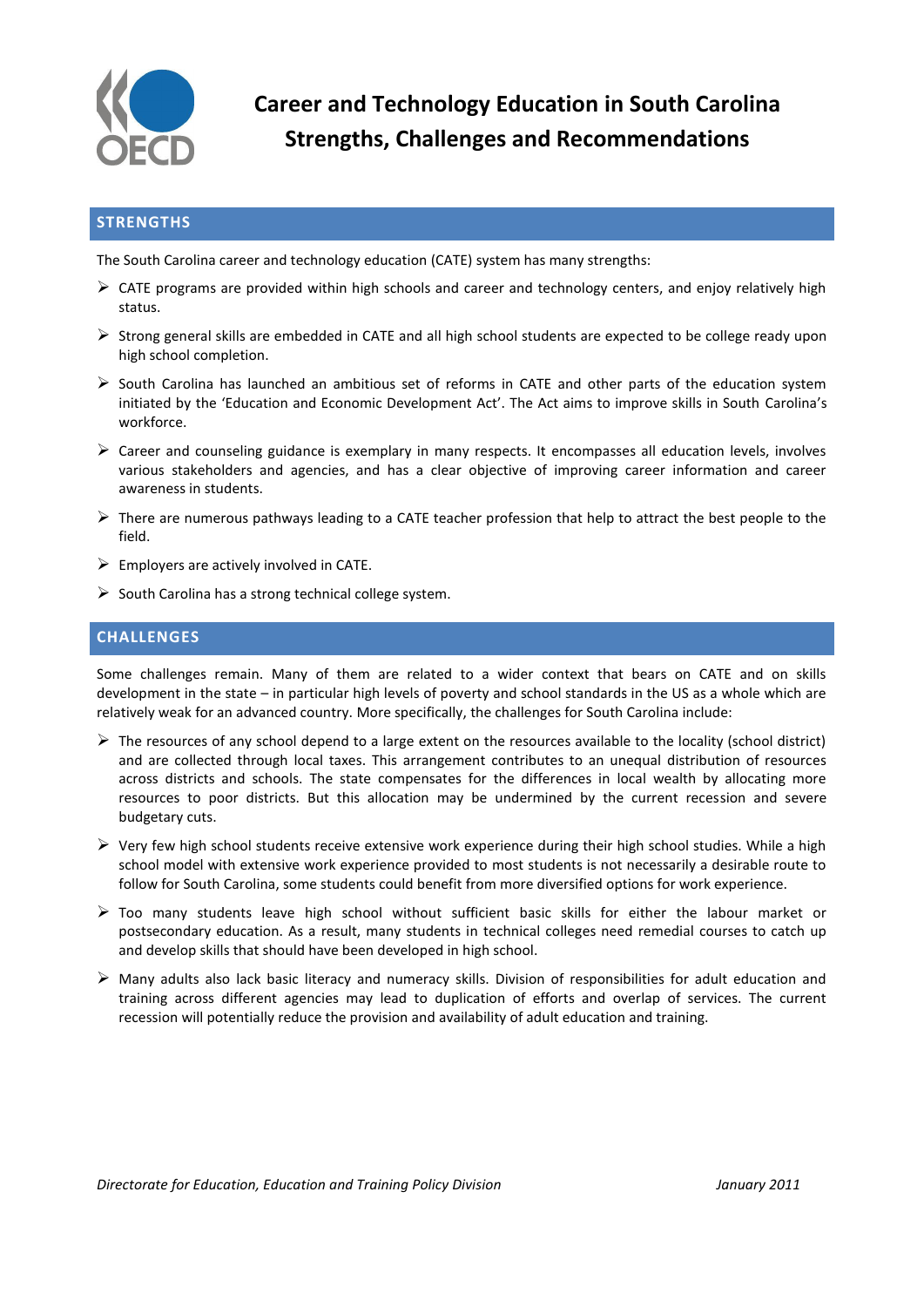# Career and Technology Education in South Carolina Strengths, Challenges and Recommendations

## STRENGTHS

The South Carolina career and technology education (CATE) system has many strengths:

- CATE programs are provided within high schools and career and technology centers, and enjoy relatively high status.
- Strong general skills are embedded in CATE and all high school students are expected to be college ready upon high school completion.
- South Carolina has launched an ambitious set of reforms in CATE and other parts of the education system initiated by the 'Education and Economic Development Act'. The Act aims to improve skills in South Carolina's workforce.
- Career and counseling guidance is exemplary in many respects. It encompasses all education levels, involves various stakeholders and agencies, and has a clear objective of improving career information and career awareness in students.
- There are numerous pathways leading to a CATE teacher profession that help to attract the best people to the field.
- Employers are actively involved in CATE.
- South Carolina has a strong technical college system.

## CHALLENGES

Some challenges remain. Many of them are related to a wider context that bears on CATE and on skills development in the state – in particular high levels of poverty and school standards in the US as a whole which are relatively weak for an advanced country. More specifically, the challenges for South Carolina include:

- The resources of any school depend to a large extent on the resources available to the locality (school district) and are collected through local taxes. This arrangement contributes to an unequal distribution of resources across districts and schools. The state compensates for the differences in local wealth by allocating more resources to poor districts. But this allocation may be undermined by the current recession and severe budgetary cuts.
- Very few high school students receive extensive work experience during their high school studies. While a high school model with extensive work experience provided to most students is not necessarily a desirable route to follow for South Carolina, some students could benefit from more diversified options for work experience.
- Too many students leave high school without sufficient basic skills for either the labour market or postsecondary education. As a result, many students in technical colleges need remedial courses to catch up and develop skills that should have been developed in high school.
- Many adults also lack basic literacy and numeracy skills. Division of responsibilities for adult education and training across different agencies may lead to duplication of efforts and overlap of services. The current recession will potentially reduce the provision and availability of adult education and training.

*Directorate for Education, Education and Training Policy Division* *January 2011*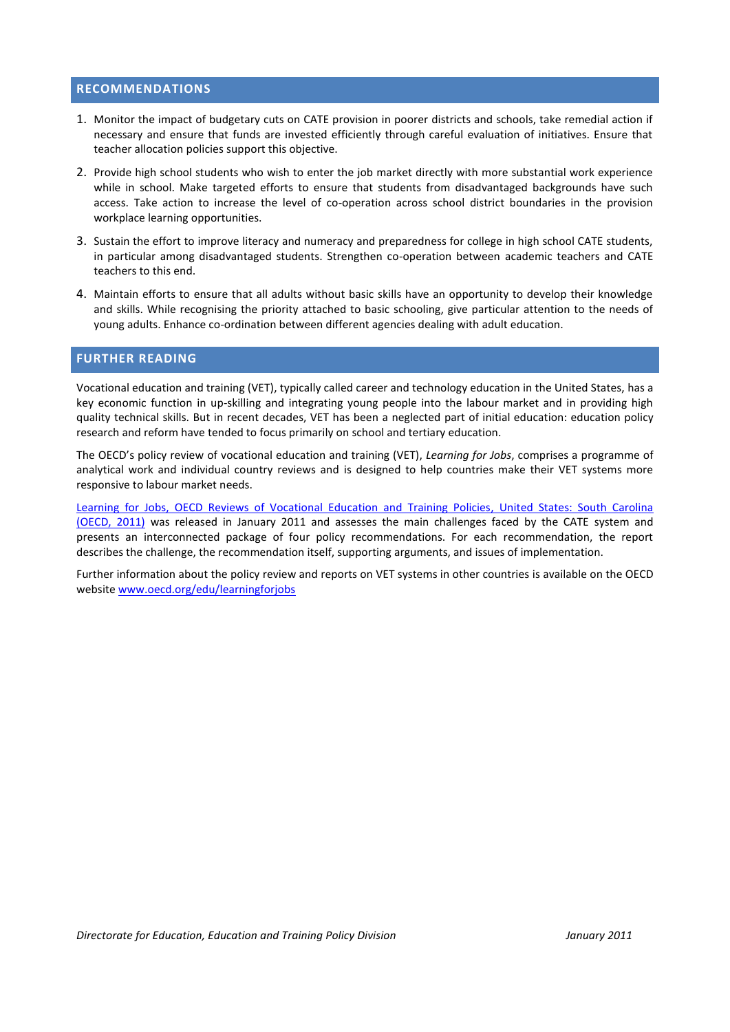## RECOMMENDATIONS

1. Monitor the impact of budgetary cuts on CATE provision in poorer districts and schools, take remedial action if necessary and ensure that funds are invested efficiently through careful evaluation of initiatives. Ensure that teacher allocation policies support this objective.
2. Provide high school students who wish to enter the job market directly with more substantial work experience while in school. Make targeted efforts to ensure that students from disadvantaged backgrounds have such access. Take action to increase the level of co-operation across school district boundaries in the provision workplace learning opportunities.
3. Sustain the effort to improve literacy and numeracy and preparedness for college in high school CATE students, in particular among disadvantaged students. Strengthen co-operation between academic teachers and CATE teachers to this end.
4. Maintain efforts to ensure that all adults without basic skills have an opportunity to develop their knowledge and skills. While recognising the priority attached to basic schooling, give particular attention to the needs of young adults. Enhance co-ordination between different agencies dealing with adult education.

## FURTHER READING

Vocational education and training (VET), typically called career and technology education in the United States, has a key economic function in up-skilling and integrating young people into the labour market and in providing high quality technical skills. But in recent decades, VET has been a neglected part of initial education: education policy research and reform have tended to focus primarily on school and tertiary education.

The OECD's policy review of vocational education and training (VET), *Learning for Jobs*, comprises a programme of analytical work and individual country reviews and is designed to help countries make their VET systems more responsive to labour market needs.

Learning for Jobs, OECD Reviews of Vocational Education and Training Policies, United States: South Carolina (OECD, 2011) was released in January 2011 and assesses the main challenges faced by the CATE system and presents an interconnected package of four policy recommendations. For each recommendation, the report describes the challenge, the recommendation itself, supporting arguments, and issues of implementation.

Further information about the policy review and reports on VET systems in other countries is available on the OECD website www.oecd.org/edu/learningforjobs

*Directorate for Education, Education and Training Policy Division* *January 2011*